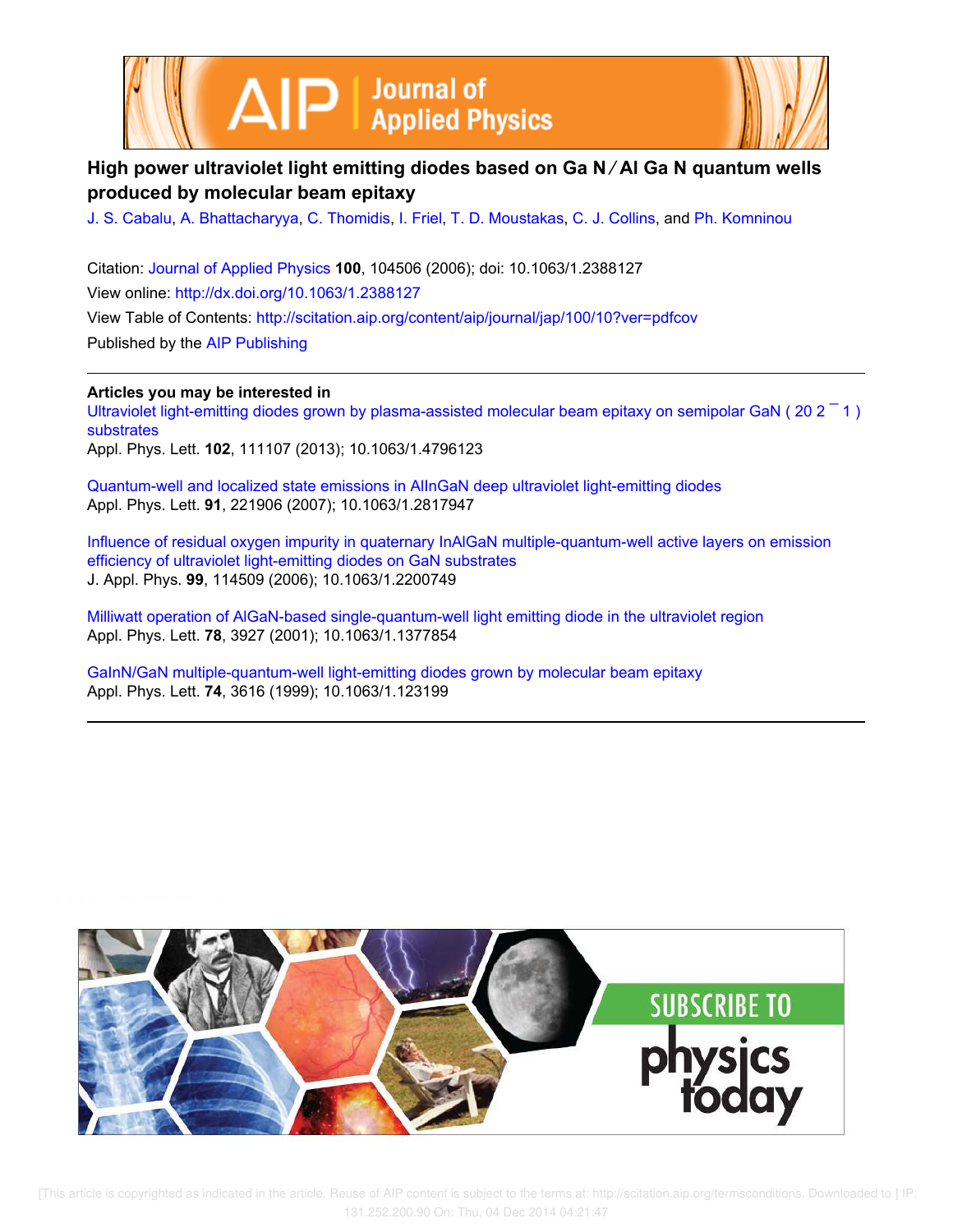# High power ultraviolet light emitting diodes based on GaN/AlGaN quantum wells produced by molecular beam epitaxy

J. S. Cabalu, A. Bhattacharyya, C. Thomidis, I. Friel, T. D. Moustakas, C. J. Collins, and Ph. Komninou

Citation: Journal of Applied Physics **100**, 104506 (2006); doi: 10.1063/1.2388127

View online: http://dx.doi.org/10.1063/1.2388127

View Table of Contents: http://scitation.aip.org/content/aip/journal/jap/100/10?ver=pdfcov

Published by the AIP Publishing

**Articles you may be interested in**

Ultraviolet light-emitting diodes grown by plasma-assisted molecular beam epitaxy on semipolar GaN ( 20 2 ‾ 1 ) substrates
Appl. Phys. Lett. **102**, 111107 (2013); 10.1063/1.4796123

Quantum-well and localized state emissions in AlInGaN deep ultraviolet light-emitting diodes
Appl. Phys. Lett. **91**, 221906 (2007); 10.1063/1.2817947

Influence of residual oxygen impurity in quaternary InAlGaN multiple-quantum-well active layers on emission efficiency of ultraviolet light-emitting diodes on GaN substrates
J. Appl. Phys. **99**, 114509 (2006); 10.1063/1.2200749

Milliwatt operation of AlGaN-based single-quantum-well light emitting diode in the ultraviolet region
Appl. Phys. Lett. **78**, 3927 (2001); 10.1063/1.1377854

GaInN/GaN multiple-quantum-well light-emitting diodes grown by molecular beam epitaxy
Appl. Phys. Lett. **74**, 3616 (1999); 10.1063/1.123199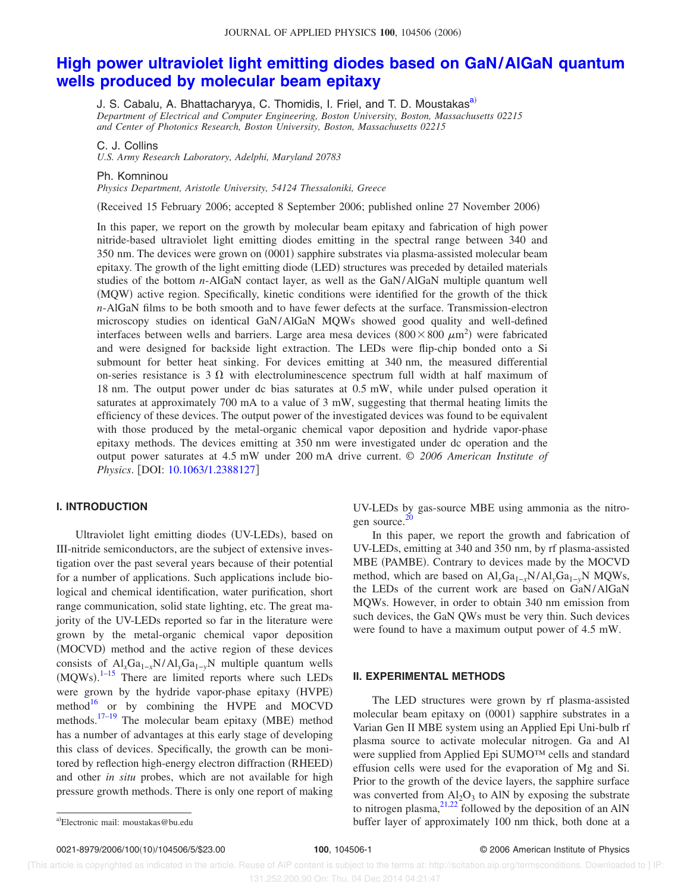# High power ultraviolet light emitting diodes based on GaN/AlGaN quantum wells produced by molecular beam epitaxy

J. S. Cabalu, A. Bhattacharyya, C. Thomidis, I. Friel, and T. D. Moustakas[a]

*Department of Electrical and Computer Engineering, Boston University, Boston, Massachusetts 02215 and Center of Photonics Research, Boston University, Boston, Massachusetts 02215*

C. J. Collins

*U.S. Army Research Laboratory, Adelphi, Maryland 20783*

Ph. Komninou

*Physics Department, Aristotle University, 54124 Thessaloniki, Greece*

(Received 15 February 2006; accepted 8 September 2006; published online 27 November 2006)

In this paper, we report on the growth by molecular beam epitaxy and fabrication of high power nitride-based ultraviolet light emitting diodes emitting in the spectral range between 340 and 350 nm. The devices were grown on (0001) sapphire substrates via plasma-assisted molecular beam epitaxy. The growth of the light emitting diode (LED) structures was preceded by detailed materials studies of the bottom *n*-AlGaN contact layer, as well as the GaN/AlGaN multiple quantum well (MQW) active region. Specifically, kinetic conditions were identified for the growth of the thick *n*-AlGaN films to be both smooth and to have fewer defects at the surface. Transmission-electron microscopy studies on identical GaN/AlGaN MQWs showed good quality and well-defined interfaces between wells and barriers. Large area mesa devices ($800 \times 800\ \mu m^2$) were fabricated and were designed for backside light extraction. The LEDs were flip-chip bonded onto a Si submount for better heat sinking. For devices emitting at 340 nm, the measured differential on-series resistance is 3 Ω with electroluminescence spectrum full width at half maximum of 18 nm. The output power under dc bias saturates at 0.5 mW, while under pulsed operation it saturates at approximately 700 mA to a value of 3 mW, suggesting that thermal heating limits the efficiency of these devices. The output power of the investigated devices was found to be equivalent with those produced by the metal-organic chemical vapor deposition and hydride vapor-phase epitaxy methods. The devices emitting at 350 nm were investigated under dc operation and the output power saturates at 4.5 mW under 200 mA drive current. © *2006 American Institute of Physics*. [DOI: 10.1063/1.2388127]

## I. INTRODUCTION

Ultraviolet light emitting diodes (UV-LEDs), based on III-nitride semiconductors, are the subject of extensive investigation over the past several years because of their potential for a number of applications. Such applications include biological and chemical identification, water purification, short range communication, solid state lighting, etc. The great majority of the UV-LEDs reported so far in the literature were grown by the metal-organic chemical vapor deposition (MOCVD) method and the active region of these devices consists of $Al_xGa_{1-x}N/Al_yGa_{1-y}N$ multiple quantum wells (MQWs).[1–15] There are limited reports where such LEDs were grown by the hydride vapor-phase epitaxy (HVPE) method[16] or by combining the HVPE and MOCVD methods.[17–19] The molecular beam epitaxy (MBE) method has a number of advantages at this early stage of developing this class of devices. Specifically, the growth can be monitored by reflection high-energy electron diffraction (RHEED) and other *in situ* probes, which are not available for high pressure growth methods. There is only one report of making UV-LEDs by gas-source MBE using ammonia as the nitrogen source.[20]

In this paper, we report the growth and fabrication of UV-LEDs, emitting at 340 and 350 nm, by rf plasma-assisted MBE (PAMBE). Contrary to devices made by the MOCVD method, which are based on $Al_xGa_{1-x}N/Al_yGa_{1-y}N$ MQWs, the LEDs of the current work are based on GaN/AlGaN MQWs. However, in order to obtain 340 nm emission from such devices, the GaN QWs must be very thin. Such devices were found to have a maximum output power of 4.5 mW.

## II. EXPERIMENTAL METHODS

The LED structures were grown by rf plasma-assisted molecular beam epitaxy on (0001) sapphire substrates in a Varian Gen II MBE system using an Applied Epi Uni-bulb rf plasma source to activate molecular nitrogen. Ga and Al were supplied from Applied Epi SUMO™ cells and standard effusion cells were used for the evaporation of Mg and Si. Prior to the growth of the device layers, the sapphire surface was converted from $Al_2O_3$ to AlN by exposing the substrate to nitrogen plasma,[21,22] followed by the deposition of an AlN buffer layer of approximately 100 nm thick, both done at a

[a]Electronic mail: moustakas@bu.edu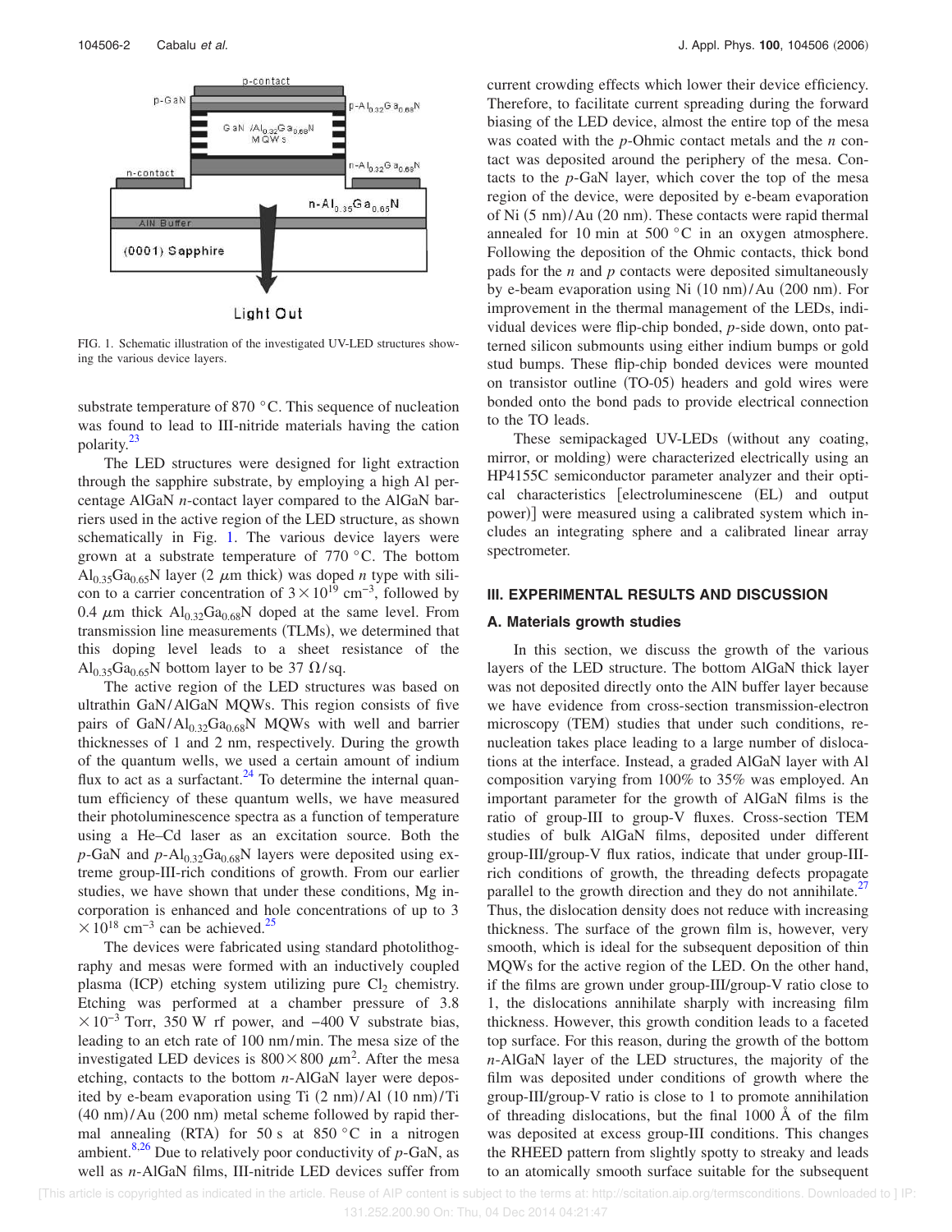FIG. 1. Schematic illustration of the investigated UV-LED structures showing the various device layers.

substrate temperature of 870 °C. This sequence of nucleation was found to lead to III-nitride materials having the cation polarity.[23]

The LED structures were designed for light extraction through the sapphire substrate, by employing a high Al percentage AlGaN *n*-contact layer compared to the AlGaN barriers used in the active region of the LED structure, as shown schematically in Fig. 1. The various device layers were grown at a substrate temperature of 770 °C. The bottom $Al_{0.35}Ga_{0.65}N$ layer (2 $\mu$m thick) was doped *n* type with silicon to a carrier concentration of $3\times10^{19}$ cm$^{-3}$, followed by 0.4 $\mu$m thick $Al_{0.32}Ga_{0.68}N$ doped at the same level. From transmission line measurements (TLMs), we determined that this doping level leads to a sheet resistance of the $Al_{0.35}Ga_{0.65}N$ bottom layer to be 37 $\Omega$/sq.

The active region of the LED structures was based on ultrathin GaN/AlGaN MQWs. This region consists of five pairs of GaN/$Al_{0.32}Ga_{0.68}N$ MQWs with well and barrier thicknesses of 1 and 2 nm, respectively. During the growth of the quantum wells, we used a certain amount of indium flux to act as a surfactant.[24] To determine the internal quantum efficiency of these quantum wells, we have measured their photoluminescence spectra as a function of temperature using a He–Cd laser as an excitation source. Both the *p*-GaN and *p*-$Al_{0.32}Ga_{0.68}N$ layers were deposited using extreme group-III-rich conditions of growth. From our earlier studies, we have shown that under these conditions, Mg incorporation is enhanced and hole concentrations of up to $3\times10^{18}$ cm$^{-3}$ can be achieved.[25]

The devices were fabricated using standard photolithography and mesas were formed with an inductively coupled plasma (ICP) etching system utilizing pure $Cl_2$ chemistry. Etching was performed at a chamber pressure of $3.8\times10^{-3}$ Torr, 350 W rf power, and −400 V substrate bias, leading to an etch rate of 100 nm/min. The mesa size of the investigated LED devices is $800\times800$ $\mu$m$^2$. After the mesa etching, contacts to the bottom *n*-AlGaN layer were deposited by e-beam evaporation using Ti (2 nm)/Al (10 nm)/Ti (40 nm)/Au (200 nm) metal scheme followed by rapid thermal annealing (RTA) for 50 s at 850 °C in a nitrogen ambient.[8,26] Due to relatively poor conductivity of *p*-GaN, as well as *n*-AlGaN films, III-nitride LED devices suffer from current crowding effects which lower their device efficiency. Therefore, to facilitate current spreading during the forward biasing of the LED device, almost the entire top of the mesa was coated with the *p*-Ohmic contact metals and the *n* contact was deposited around the periphery of the mesa. Contacts to the *p*-GaN layer, which cover the top of the mesa region of the device, were deposited by e-beam evaporation of Ni (5 nm)/Au (20 nm). These contacts were rapid thermal annealed for 10 min at 500 °C in an oxygen atmosphere. Following the deposition of the Ohmic contacts, thick bond pads for the *n* and *p* contacts were deposited simultaneously by e-beam evaporation using Ni (10 nm)/Au (200 nm). For improvement in the thermal management of the LEDs, individual devices were flip-chip bonded, *p*-side down, onto patterned silicon submounts using either indium bumps or gold stud bumps. These flip-chip bonded devices were mounted on transistor outline (TO-05) headers and gold wires were bonded onto the bond pads to provide electrical connection to the TO leads.

These semipackaged UV-LEDs (without any coating, mirror, or molding) were characterized electrically using an HP4155C semiconductor parameter analyzer and their optical characteristics [electroluminescene (EL) and output power)] were measured using a calibrated system which includes an integrating sphere and a calibrated linear array spectrometer.

## III. EXPERIMENTAL RESULTS AND DISCUSSION

### A. Materials growth studies

In this section, we discuss the growth of the various layers of the LED structure. The bottom AlGaN thick layer was not deposited directly onto the AlN buffer layer because we have evidence from cross-section transmission-electron microscopy (TEM) studies that under such conditions, renucleation takes place leading to a large number of dislocations at the interface. Instead, a graded AlGaN layer with Al composition varying from 100% to 35% was employed. An important parameter for the growth of AlGaN films is the ratio of group-III to group-V fluxes. Cross-section TEM studies of bulk AlGaN films, deposited under different group-III/group-V flux ratios, indicate that under group-III-rich conditions of growth, the threading defects propagate parallel to the growth direction and they do not annihilate.[27] Thus, the dislocation density does not reduce with increasing thickness. The surface of the grown film is, however, very smooth, which is ideal for the subsequent deposition of thin MQWs for the active region of the LED. On the other hand, if the films are grown under group-III/group-V ratio close to 1, the dislocations annihilate sharply with increasing film thickness. However, this growth condition leads to a faceted top surface. For this reason, during the growth of the bottom *n*-AlGaN layer of the LED structures, the majority of the film was deposited under conditions of growth where the group-III/group-V ratio is close to 1 to promote annihilation of threading dislocations, but the final 1000 Å of the film was deposited at excess group-III conditions. This changes the RHEED pattern from slightly spotty to streaky and leads to an atomically smooth surface suitable for the subsequent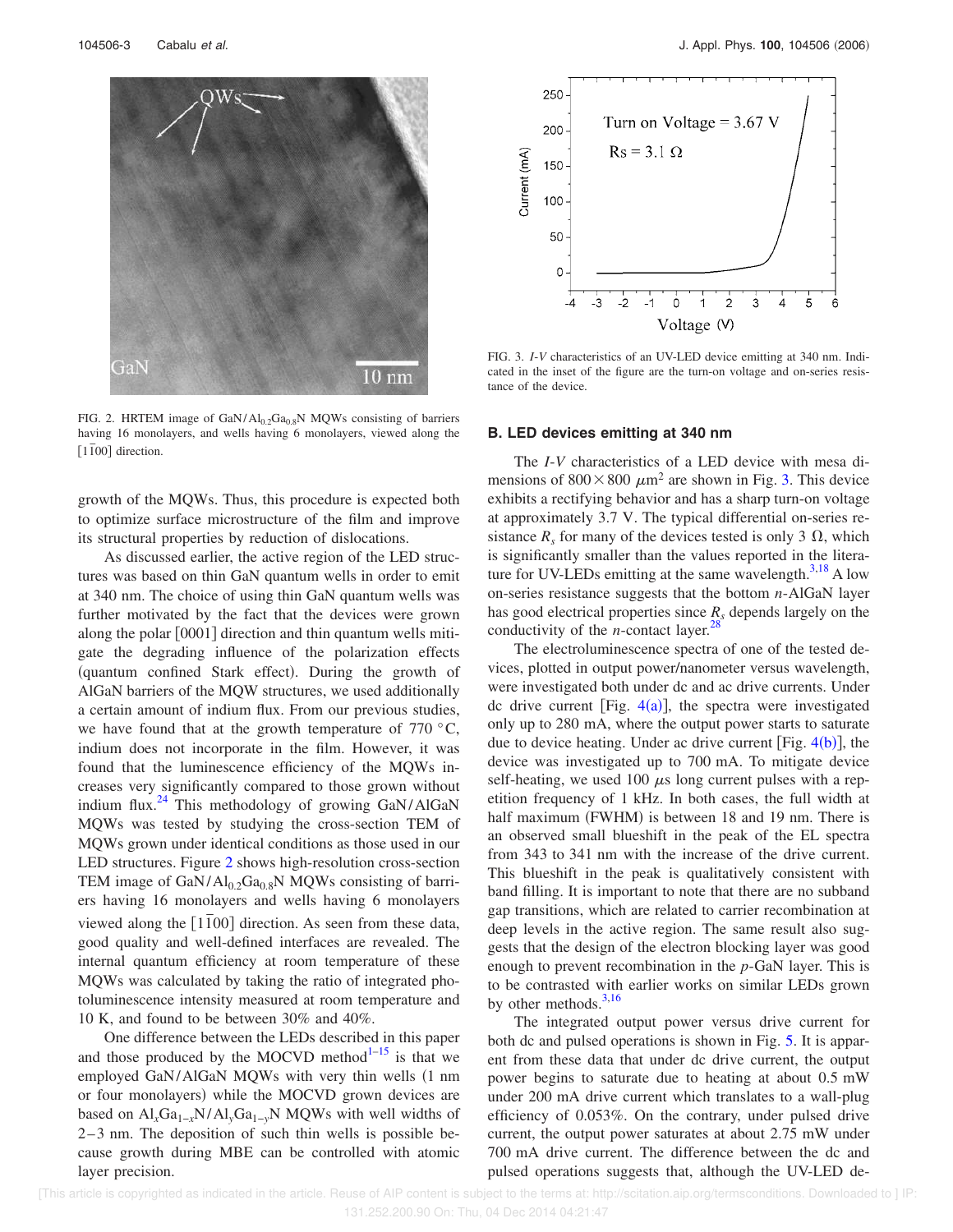FIG. 2. HRTEM image of $GaN/Al_{0.2}Ga_{0.8}N$ MQWs consisting of barriers having 16 monolayers, and wells having 6 monolayers, viewed along the $[1\bar{1}00]$ direction.

growth of the MQWs. Thus, this procedure is expected both to optimize surface microstructure of the film and improve its structural properties by reduction of dislocations.

As discussed earlier, the active region of the LED structures was based on thin GaN quantum wells in order to emit at 340 nm. The choice of using thin GaN quantum wells was further motivated by the fact that the devices were grown along the polar [0001] direction and thin quantum wells mitigate the degrading influence of the polarization effects (quantum confined Stark effect). During the growth of AlGaN barriers of the MQW structures, we used additionally a certain amount of indium flux. From our previous studies, we have found that at the growth temperature of 770 °C, indium does not incorporate in the film. However, it was found that the luminescence efficiency of the MQWs increases very significantly compared to those grown without indium flux.[24] This methodology of growing GaN/AlGaN MQWs was tested by studying the cross-section TEM of MQWs grown under identical conditions as those used in our LED structures. Figure 2 shows high-resolution cross-section TEM image of $GaN/Al_{0.2}Ga_{0.8}N$ MQWs consisting of barriers having 16 monolayers and wells having 6 monolayers viewed along the $[1\bar{1}00]$ direction. As seen from these data, good quality and well-defined interfaces are revealed. The internal quantum efficiency at room temperature of these MQWs was calculated by taking the ratio of integrated photoluminescence intensity measured at room temperature and 10 K, and found to be between 30% and 40%.

One difference between the LEDs described in this paper and those produced by the MOCVD method[1–15] is that we employed GaN/AlGaN MQWs with very thin wells (1 nm or four monolayers) while the MOCVD grown devices are based on $Al_xGa_{1-x}N/Al_yGa_{1-y}N$ MQWs with well widths of 2–3 nm. The deposition of such thin wells is possible because growth during MBE can be controlled with atomic layer precision.

FIG. 3. *I-V* characteristics of an UV-LED device emitting at 340 nm. Indicated in the inset of the figure are the turn-on voltage and on-series resistance of the device.

### B. LED devices emitting at 340 nm

The *I-V* characteristics of a LED device with mesa dimensions of $800 \times 800\ \mu m^2$ are shown in Fig. 3. This device exhibits a rectifying behavior and has a sharp turn-on voltage at approximately 3.7 V. The typical differential on-series resistance $R_s$ for many of the devices tested is only 3 Ω, which is significantly smaller than the values reported in the literature for UV-LEDs emitting at the same wavelength.[3,18] A low on-series resistance suggests that the bottom *n*-AlGaN layer has good electrical properties since $R_s$ depends largely on the conductivity of the *n*-contact layer.[28]

The electroluminescence spectra of one of the tested devices, plotted in output power/nanometer versus wavelength, were investigated both under dc and ac drive currents. Under dc drive current [Fig. 4(a)], the spectra were investigated only up to 280 mA, where the output power starts to saturate due to device heating. Under ac drive current [Fig. 4(b)], the device was investigated up to 700 mA. To mitigate device self-heating, we used 100 $\mu$s long current pulses with a repetition frequency of 1 kHz. In both cases, the full width at half maximum (FWHM) is between 18 and 19 nm. There is an observed small blueshift in the peak of the EL spectra from 343 to 341 nm with the increase of the drive current. This blueshift in the peak is qualitatively consistent with band filling. It is important to note that there are no subband gap transitions, which are related to carrier recombination at deep levels in the active region. The same result also suggests that the design of the electron blocking layer was good enough to prevent recombination in the *p*-GaN layer. This is to be contrasted with earlier works on similar LEDs grown by other methods.[3,16]

The integrated output power versus drive current for both dc and pulsed operations is shown in Fig. 5. It is apparent from these data that under dc drive current, the output power begins to saturate due to heating at about 0.5 mW under 200 mA drive current which translates to a wall-plug efficiency of 0.053%. On the contrary, under pulsed drive current, the output power saturates at about 2.75 mW under 700 mA drive current. The difference between the dc and pulsed operations suggests that, although the UV-LED de-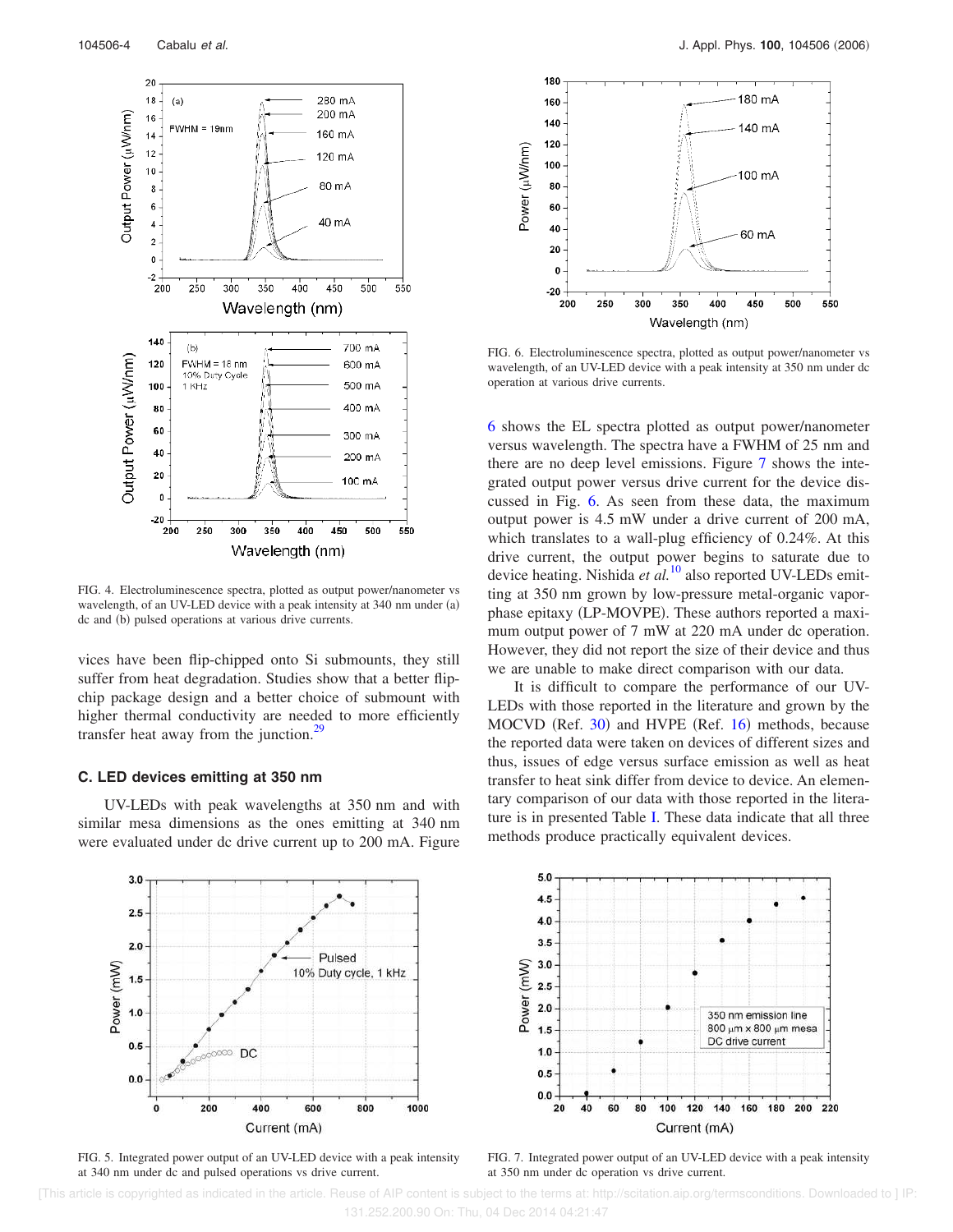FIG. 4. Electroluminescence spectra, plotted as output power/nanometer vs wavelength, of an UV-LED device with a peak intensity at 340 nm under (a) dc and (b) pulsed operations at various drive currents.

FIG. 6. Electroluminescence spectra, plotted as output power/nanometer vs wavelength, of an UV-LED device with a peak intensity at 350 nm under dc operation at various drive currents.

vices have been flip-chipped onto Si submounts, they still suffer from heat degradation. Studies show that a better flip-chip package design and a better choice of submount with higher thermal conductivity are needed to more efficiently transfer heat away from the junction.[29]

### C. LED devices emitting at 350 nm

UV-LEDs with peak wavelengths at 350 nm and with similar mesa dimensions as the ones emitting at 340 nm were evaluated under dc drive current up to 200 mA. Figure 6 shows the EL spectra plotted as output power/nanometer versus wavelength. The spectra have a FWHM of 25 nm and there are no deep level emissions. Figure 7 shows the integrated output power versus drive current for the device discussed in Fig. 6. As seen from these data, the maximum output power is 4.5 mW under a drive current of 200 mA, which translates to a wall-plug efficiency of 0.24%. At this drive current, the output power begins to saturate due to device heating. Nishida *et al.*[10] also reported UV-LEDs emitting at 350 nm grown by low-pressure metal-organic vapor-phase epitaxy (LP-MOVPE). These authors reported a maximum output power of 7 mW at 220 mA under dc operation. However, they did not report the size of their device and thus we are unable to make direct comparison with our data.

It is difficult to compare the performance of our UV-LEDs with those reported in the literature and grown by the MOCVD (Ref. 30) and HVPE (Ref. 16) methods, because the reported data were taken on devices of different sizes and thus, issues of edge versus surface emission as well as heat transfer to heat sink differ from device to device. An elementary comparison of our data with those reported in the literature is in presented Table I. These data indicate that all three methods produce practically equivalent devices.

FIG. 5. Integrated power output of an UV-LED device with a peak intensity at 340 nm under dc and pulsed operations vs drive current.

FIG. 7. Integrated power output of an UV-LED device with a peak intensity at 350 nm under dc operation vs drive current.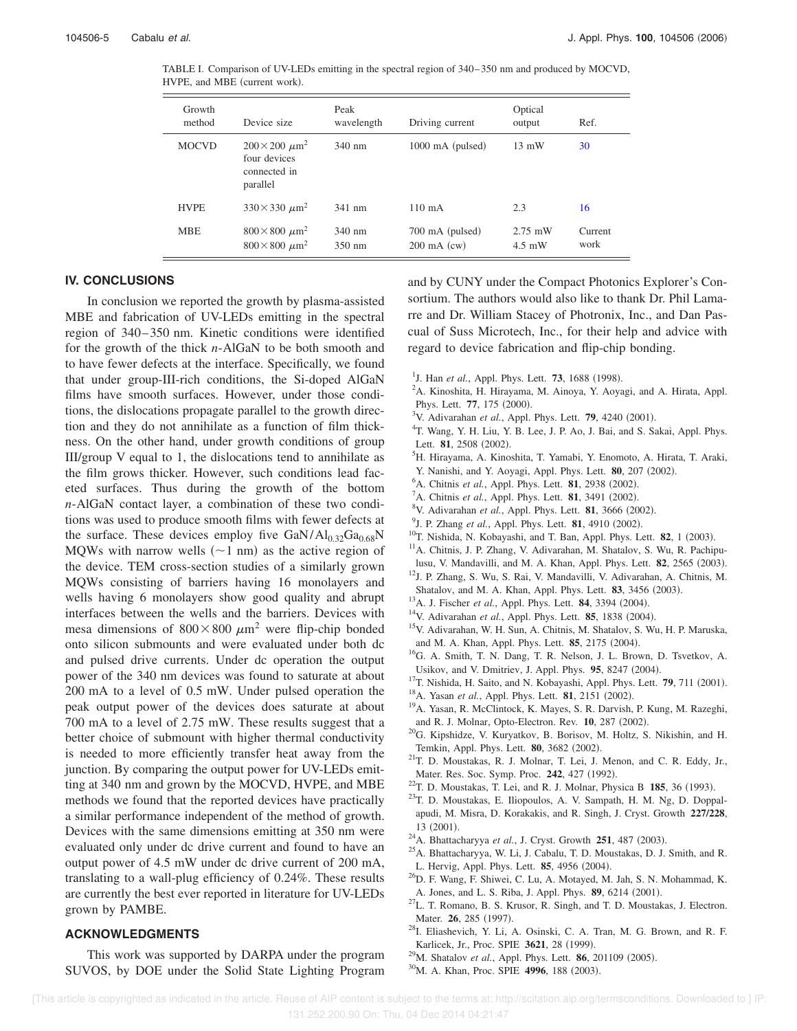TABLE I. Comparison of UV-LEDs emitting in the spectral region of 340–350 nm and produced by MOCVD, HVPE, and MBE (current work).

| Growth method | Device size | Peak wavelength | Driving current | Optical output | Ref. |
|---|---|---|---|---|---|
| MOCVD | $200\times200\ \mu\text{m}^2$ four devices connected in parallel | 340 nm | 1000 mA (pulsed) | 13 mW | 30 |
| HVPE | $330\times330\ \mu\text{m}^2$ | 341 nm | 110 mA | 2.3 | 16 |
| MBE | $800\times800\ \mu\text{m}^2$<br>$800\times800\ \mu\text{m}^2$ | 340 nm<br>350 nm | 700 mA (pulsed)<br>200 mA (cw) | 2.75 mW<br>4.5 mW | Current work |

## IV. CONCLUSIONS

In conclusion we reported the growth by plasma-assisted MBE and fabrication of UV-LEDs emitting in the spectral region of 340–350 nm. Kinetic conditions were identified for the growth of the thick *n*-AlGaN to be both smooth and to have fewer defects at the interface. Specifically, we found that under group-III-rich conditions, the Si-doped AlGaN films have smooth surfaces. However, under those conditions, the dislocations propagate parallel to the growth direction and they do not annihilate as a function of film thickness. On the other hand, under growth conditions of group III/group V equal to 1, the dislocations tend to annihilate as the film grows thicker. However, such conditions lead faceted surfaces. Thus during the growth of the bottom *n*-AlGaN contact layer, a combination of these two conditions was used to produce smooth films with fewer defects at the surface. These devices employ five $GaN/Al_{0.32}Ga_{0.68}N$ MQWs with narrow wells ($\sim$1 nm) as the active region of the device. TEM cross-section studies of a similarly grown MQWs consisting of barriers having 16 monolayers and wells having 6 monolayers show good quality and abrupt interfaces between the wells and the barriers. Devices with mesa dimensions of $800\times800\ \mu\text{m}^2$ were flip-chip bonded onto silicon submounts and were evaluated under both dc and pulsed drive currents. Under dc operation the output power of the 340 nm devices was found to saturate at about 200 mA to a level of 0.5 mW. Under pulsed operation the peak output power of the devices does saturate at about 700 mA to a level of 2.75 mW. These results suggest that a better choice of submount with higher thermal conductivity is needed to more efficiently transfer heat away from the junction. By comparing the output power for UV-LEDs emitting at 340 nm and grown by the MOCVD, HVPE, and MBE methods we found that the reported devices have practically a similar performance independent of the method of growth. Devices with the same dimensions emitting at 350 nm were evaluated only under dc drive current and found to have an output power of 4.5 mW under dc drive current of 200 mA, translating to a wall-plug efficiency of 0.24%. These results are currently the best ever reported in literature for UV-LEDs grown by PAMBE.

## ACKNOWLEDGMENTS

This work was supported by DARPA under the program SUVOS, by DOE under the Solid State Lighting Program and by CUNY under the Compact Photonics Explorer's Consortium. The authors would also like to thank Dr. Phil Lamarre and Dr. William Stacey of Photronix, Inc., and Dan Pascual of Suss Microtech, Inc., for their help and advice with regard to device fabrication and flip-chip bonding.

[1] J. Han *et al.*, Appl. Phys. Lett. **73**, 1688 (1998).
[2] A. Kinoshita, H. Hirayama, M. Ainoya, Y. Aoyagi, and A. Hirata, Appl. Phys. Lett. **77**, 175 (2000).
[3] V. Adivarahan *et al.*, Appl. Phys. Lett. **79**, 4240 (2001).
[4] T. Wang, Y. H. Liu, Y. B. Lee, J. P. Ao, J. Bai, and S. Sakai, Appl. Phys. Lett. **81**, 2508 (2002).
[5] H. Hirayama, A. Kinoshita, T. Yamabi, Y. Enomoto, A. Hirata, T. Araki, Y. Nanishi, and Y. Aoyagi, Appl. Phys. Lett. **80**, 207 (2002).
[6] A. Chitnis *et al.*, Appl. Phys. Lett. **81**, 2938 (2002).
[7] A. Chitnis *et al.*, Appl. Phys. Lett. **81**, 3491 (2002).
[8] V. Adivarahan *et al.*, Appl. Phys. Lett. **81**, 3666 (2002).
[9] J. P. Zhang *et al.*, Appl. Phys. Lett. **81**, 4910 (2002).
[10] T. Nishida, N. Kobayashi, and T. Ban, Appl. Phys. Lett. **82**, 1 (2003).
[11] A. Chitnis, J. P. Zhang, V. Adivarahan, M. Shatalov, S. Wu, R. Pachipulusu, V. Mandavilli, and M. A. Khan, Appl. Phys. Lett. **82**, 2565 (2003).
[12] J. P. Zhang, S. Wu, S. Rai, V. Mandavilli, V. Adivarahan, A. Chitnis, M. Shatalov, and M. A. Khan, Appl. Phys. Lett. **83**, 3456 (2003).
[13] A. J. Fischer *et al.*, Appl. Phys. Lett. **84**, 3394 (2004).
[14] V. Adivarahan *et al.*, Appl. Phys. Lett. **85**, 1838 (2004).
[15] V. Adivarahan, W. H. Sun, A. Chitnis, M. Shatalov, S. Wu, H. P. Maruska, and M. A. Khan, Appl. Phys. Lett. **85**, 2175 (2004).
[16] G. A. Smith, T. N. Dang, T. R. Nelson, J. L. Brown, D. Tsvetkov, A. Usikov, and V. Dmitriev, J. Appl. Phys. **95**, 8247 (2004).
[17] T. Nishida, H. Saito, and N. Kobayashi, Appl. Phys. Lett. **79**, 711 (2001).
[18] A. Yasan *et al.*, Appl. Phys. Lett. **81**, 2151 (2002).
[19] A. Yasan, R. McClintock, K. Mayes, S. R. Darvish, P. Kung, M. Razeghi, and R. J. Molnar, Opto-Electron. Rev. **10**, 287 (2002).
[20] G. Kipshidze, V. Kuryatkov, B. Borisov, M. Holtz, S. Nikishin, and H. Temkin, Appl. Phys. Lett. **80**, 3682 (2002).
[21] T. D. Moustakas, R. J. Molnar, T. Lei, J. Menon, and C. R. Eddy, Jr., Mater. Res. Soc. Symp. Proc. **242**, 427 (1992).
[22] T. D. Moustakas, T. Lei, and R. J. Molnar, Physica B **185**, 36 (1993).
[23] T. D. Moustakas, E. Iliopoulos, A. V. Sampath, H. M. Ng, D. Doppalapudi, M. Misra, D. Korakakis, and R. Singh, J. Cryst. Growth **227/228**, 13 (2001).
[24] A. Bhattacharyya *et al.*, J. Cryst. Growth **251**, 487 (2003).
[25] A. Bhattacharyya, W. Li, J. Cabalu, T. D. Moustakas, D. J. Smith, and R. L. Hervig, Appl. Phys. Lett. **85**, 4956 (2004).
[26] D. F. Wang, F. Shiwei, C. Lu, A. Motayed, M. Jah, S. N. Mohammad, K. A. Jones, and L. S. Riba, J. Appl. Phys. **89**, 6214 (2001).
[27] L. T. Romano, B. S. Krusor, R. Singh, and T. D. Moustakas, J. Electron. Mater. **26**, 285 (1997).
[28] I. Eliashevich, Y. Li, A. Osinski, C. A. Tran, M. G. Brown, and R. F. Karlicek, Jr., Proc. SPIE **3621**, 28 (1999).
[29] M. Shatalov *et al.*, Appl. Phys. Lett. **86**, 201109 (2005).
[30] M. A. Khan, Proc. SPIE **4996**, 188 (2003).